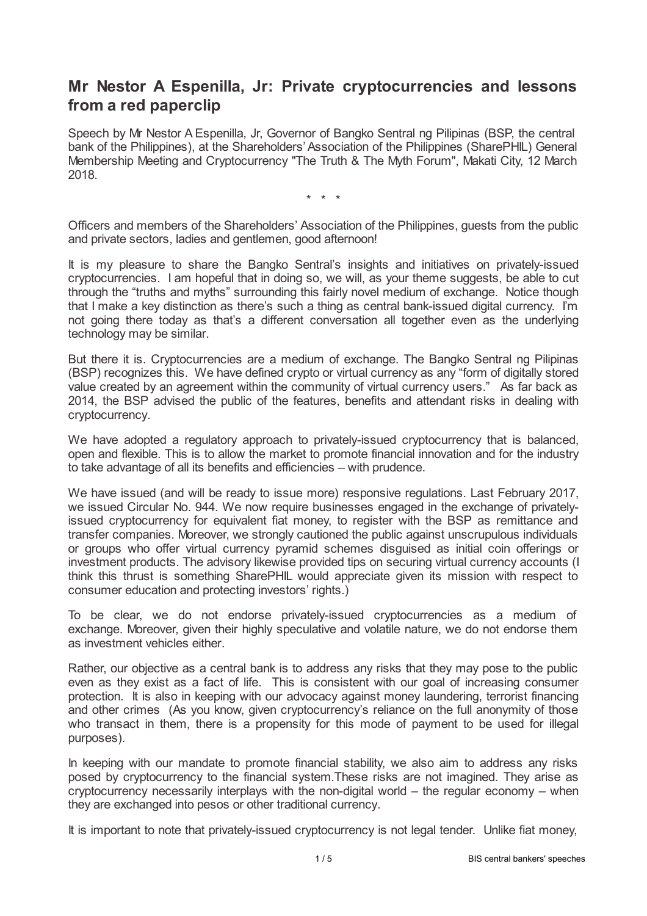## Mr Nestor A Espenilla, Jr: Private cryptocurrencies and lessons from a red paperclip

Speech by Mr Nestor A Espenilla, Jr, Governor of Bangko Sentral ng Pilipinas (BSP, the central bank of the Philippines), at the Shareholders' Association of the Philippines (SharePHIL) General Membership Meeting and Cryptocurrency "The Truth & The Myth Forum", Makati City, 12 March 2018.

\* \* \*

Officers and members of the Shareholders' Association of the Philippines, guests from the public and private sectors, ladies and gentlemen, good afternoon!

It is my pleasure to share the Bangko Sentral's insights and initiatives on privately-issued cryptocurrencies. I am hopeful that in doing so, we will, as your theme suggests, be able to cut through the "truths and myths" surrounding this fairly novel medium of exchange. Notice though that I make a key distinction as there's such a thing as central bank-issued digital currency. I'm not going there today as that's a different conversation all together even as the underlying technology may be similar.

But there it is. Cryptocurrencies are a medium of exchange. The Bangko Sentral ng Pilipinas (BSP) recognizes this. We have defined crypto or virtual currency as any "form of digitally stored value created by an agreement within the community of virtual currency users." As far back as 2014, the BSP advised the public of the features, benefits and attendant risks in dealing with cryptocurrency.

We have adopted a regulatory approach to privately-issued cryptocurrency that is balanced, open and flexible. This is to allow the market to promote financial innovation and for the industry to take advantage of all its benefits and efficiencies – with prudence.

We have issued (and will be ready to issue more) responsive regulations. Last February 2017, we issued Circular No. 944. We now require businesses engaged in the exchange of privately-issued cryptocurrency for equivalent fiat money, to register with the BSP as remittance and transfer companies. Moreover, we strongly cautioned the public against unscrupulous individuals or groups who offer virtual currency pyramid schemes disguised as initial coin offerings or investment products. The advisory likewise provided tips on securing virtual currency accounts (I think this thrust is something SharePHIL would appreciate given its mission with respect to consumer education and protecting investors' rights.)

To be clear, we do not endorse privately-issued cryptocurrencies as a medium of exchange. Moreover, given their highly speculative and volatile nature, we do not endorse them as investment vehicles either.

Rather, our objective as a central bank is to address any risks that they may pose to the public even as they exist as a fact of life. This is consistent with our goal of increasing consumer protection. It is also in keeping with our advocacy against money laundering, terrorist financing and other crimes (As you know, given cryptocurrency's reliance on the full anonymity of those who transact in them, there is a propensity for this mode of payment to be used for illegal purposes).

In keeping with our mandate to promote financial stability, we also aim to address any risks posed by cryptocurrency to the financial system.These risks are not imagined. They arise as cryptocurrency necessarily interplays with the non-digital world – the regular economy – when they are exchanged into pesos or other traditional currency.

It is important to note that privately-issued cryptocurrency is not legal tender. Unlike fiat money,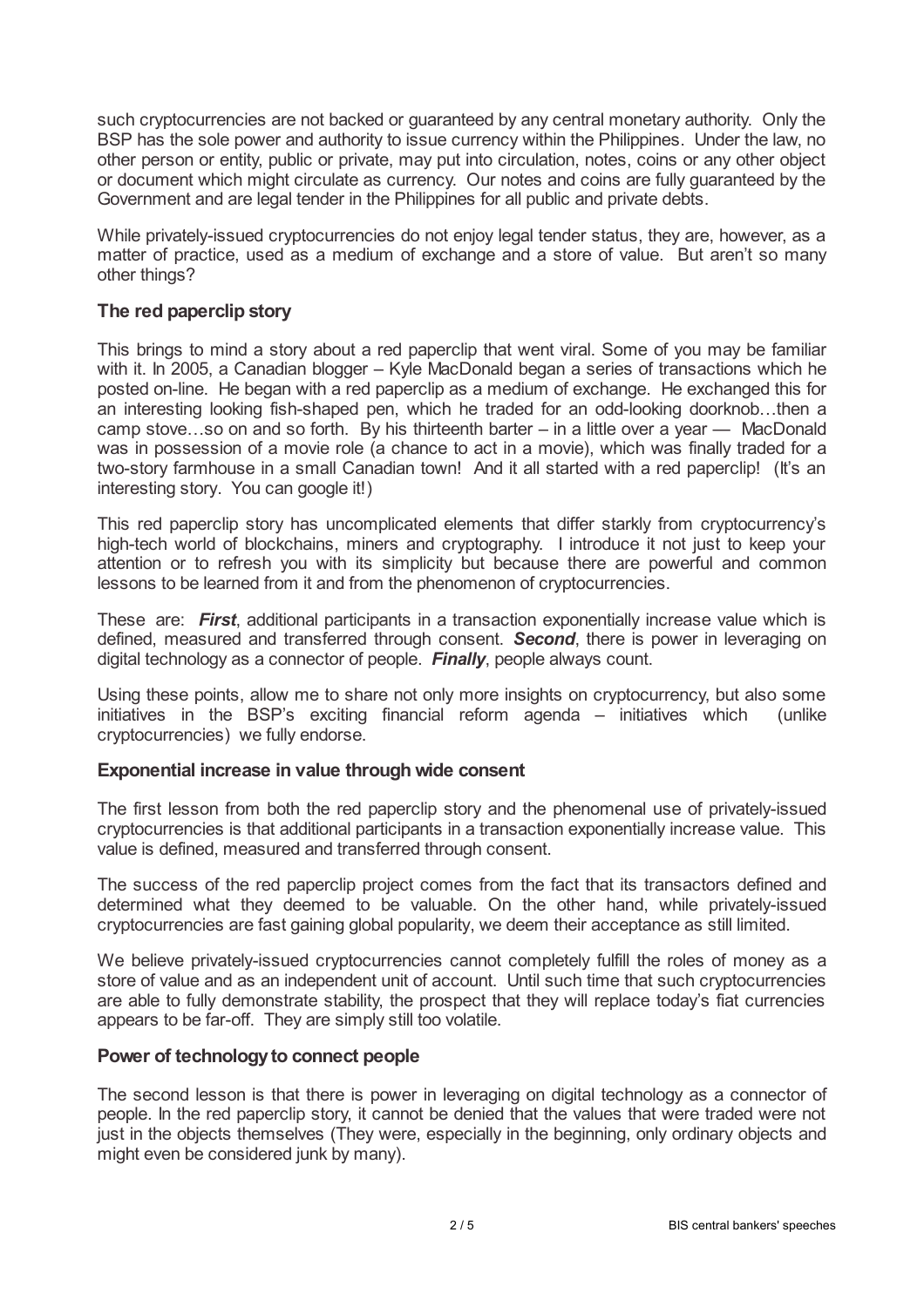such cryptocurrencies are not backed or guaranteed by any central monetary authority. Only the BSP has the sole power and authority to issue currency within the Philippines. Under the law, no other person or entity, public or private, may put into circulation, notes, coins or any other object or document which might circulate as currency. Our notes and coins are fully guaranteed by the Government and are legal tender in the Philippines for all public and private debts.

While privately-issued cryptocurrencies do not enjoy legal tender status, they are, however, as a matter of practice, used as a medium of exchange and a store of value. But aren't so many other things?

### The red paperclip story

This brings to mind a story about a red paperclip that went viral. Some of you may be familiar with it. In 2005, a Canadian blogger – Kyle MacDonald began a series of transactions which he posted on-line. He began with a red paperclip as a medium of exchange. He exchanged this for an interesting looking fish-shaped pen, which he traded for an odd-looking doorknob…then a camp stove…so on and so forth. By his thirteenth barter – in a little over a year — MacDonald was in possession of a movie role (a chance to act in a movie), which was finally traded for a two-story farmhouse in a small Canadian town! And it all started with a red paperclip! (It's an interesting story. You can google it!)

This red paperclip story has uncomplicated elements that differ starkly from cryptocurrency's high-tech world of blockchains, miners and cryptography. I introduce it not just to keep your attention or to refresh you with its simplicity but because there are powerful and common lessons to be learned from it and from the phenomenon of cryptocurrencies.

These are: ***First***, additional participants in a transaction exponentially increase value which is defined, measured and transferred through consent. ***Second***, there is power in leveraging on digital technology as a connector of people. ***Finally***, people always count.

Using these points, allow me to share not only more insights on cryptocurrency, but also some initiatives in the BSP's exciting financial reform agenda – initiatives which (unlike cryptocurrencies) we fully endorse.

### Exponential increase in value through wide consent

The first lesson from both the red paperclip story and the phenomenal use of privately-issued cryptocurrencies is that additional participants in a transaction exponentially increase value. This value is defined, measured and transferred through consent.

The success of the red paperclip project comes from the fact that its transactors defined and determined what they deemed to be valuable. On the other hand, while privately-issued cryptocurrencies are fast gaining global popularity, we deem their acceptance as still limited.

We believe privately-issued cryptocurrencies cannot completely fulfill the roles of money as a store of value and as an independent unit of account. Until such time that such cryptocurrencies are able to fully demonstrate stability, the prospect that they will replace today's fiat currencies appears to be far-off. They are simply still too volatile.

### Power of technology to connect people

The second lesson is that there is power in leveraging on digital technology as a connector of people. In the red paperclip story, it cannot be denied that the values that were traded were not just in the objects themselves (They were, especially in the beginning, only ordinary objects and might even be considered junk by many).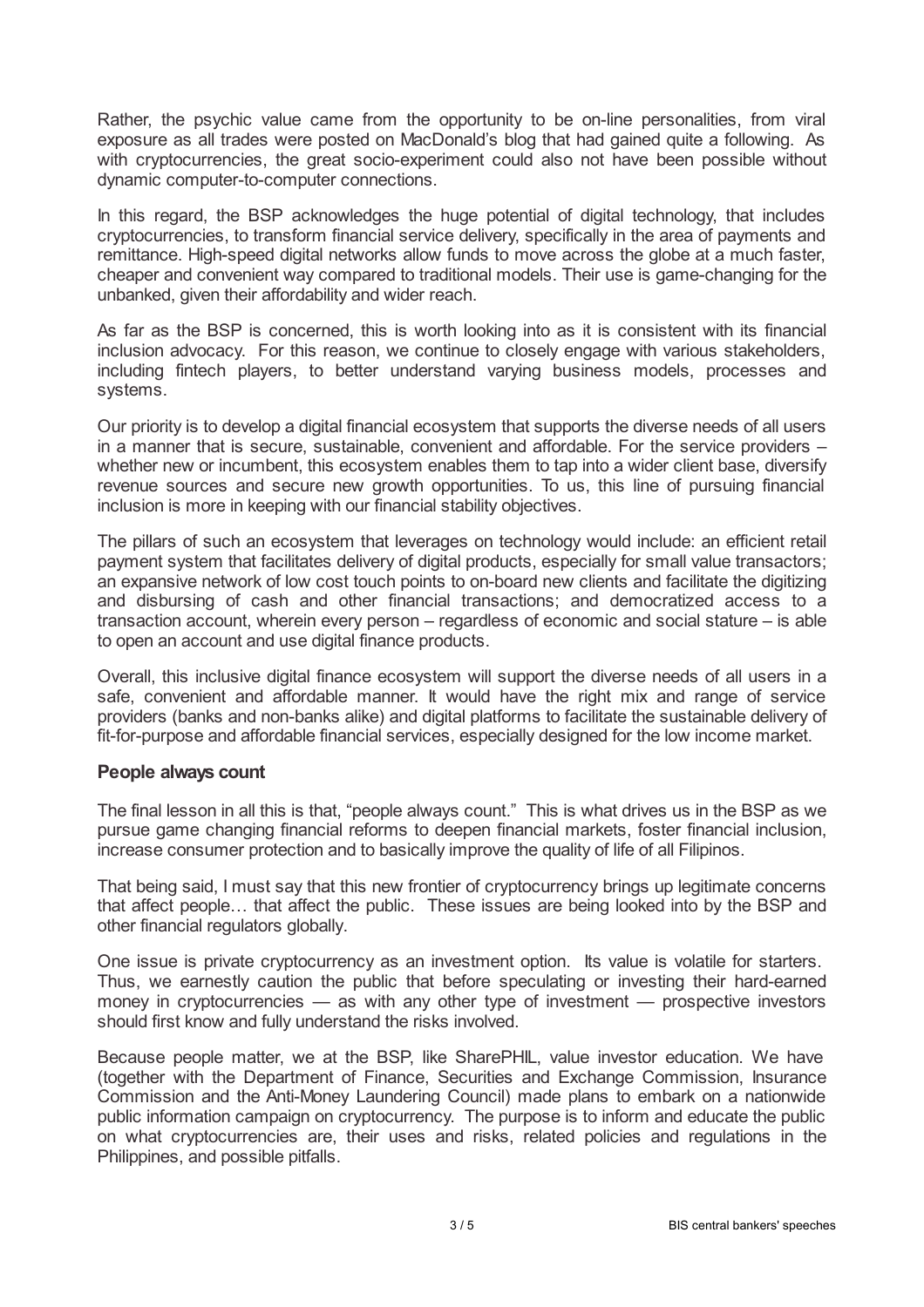Rather, the psychic value came from the opportunity to be on-line personalities, from viral exposure as all trades were posted on MacDonald's blog that had gained quite a following. As with cryptocurrencies, the great socio-experiment could also not have been possible without dynamic computer-to-computer connections.

In this regard, the BSP acknowledges the huge potential of digital technology, that includes cryptocurrencies, to transform financial service delivery, specifically in the area of payments and remittance. High-speed digital networks allow funds to move across the globe at a much faster, cheaper and convenient way compared to traditional models. Their use is game-changing for the unbanked, given their affordability and wider reach.

As far as the BSP is concerned, this is worth looking into as it is consistent with its financial inclusion advocacy. For this reason, we continue to closely engage with various stakeholders, including fintech players, to better understand varying business models, processes and systems.

Our priority is to develop a digital financial ecosystem that supports the diverse needs of all users in a manner that is secure, sustainable, convenient and affordable. For the service providers – whether new or incumbent, this ecosystem enables them to tap into a wider client base, diversify revenue sources and secure new growth opportunities. To us, this line of pursuing financial inclusion is more in keeping with our financial stability objectives.

The pillars of such an ecosystem that leverages on technology would include: an efficient retail payment system that facilitates delivery of digital products, especially for small value transactors; an expansive network of low cost touch points to on-board new clients and facilitate the digitizing and disbursing of cash and other financial transactions; and democratized access to a transaction account, wherein every person – regardless of economic and social stature – is able to open an account and use digital finance products.

Overall, this inclusive digital finance ecosystem will support the diverse needs of all users in a safe, convenient and affordable manner. It would have the right mix and range of service providers (banks and non-banks alike) and digital platforms to facilitate the sustainable delivery of fit-for-purpose and affordable financial services, especially designed for the low income market.

### People always count

The final lesson in all this is that, "people always count." This is what drives us in the BSP as we pursue game changing financial reforms to deepen financial markets, foster financial inclusion, increase consumer protection and to basically improve the quality of life of all Filipinos.

That being said, I must say that this new frontier of cryptocurrency brings up legitimate concerns that affect people… that affect the public. These issues are being looked into by the BSP and other financial regulators globally.

One issue is private cryptocurrency as an investment option. Its value is volatile for starters. Thus, we earnestly caution the public that before speculating or investing their hard-earned money in cryptocurrencies — as with any other type of investment — prospective investors should first know and fully understand the risks involved.

Because people matter, we at the BSP, like SharePHIL, value investor education. We have (together with the Department of Finance, Securities and Exchange Commission, Insurance Commission and the Anti-Money Laundering Council) made plans to embark on a nationwide public information campaign on cryptocurrency. The purpose is to inform and educate the public on what cryptocurrencies are, their uses and risks, related policies and regulations in the Philippines, and possible pitfalls.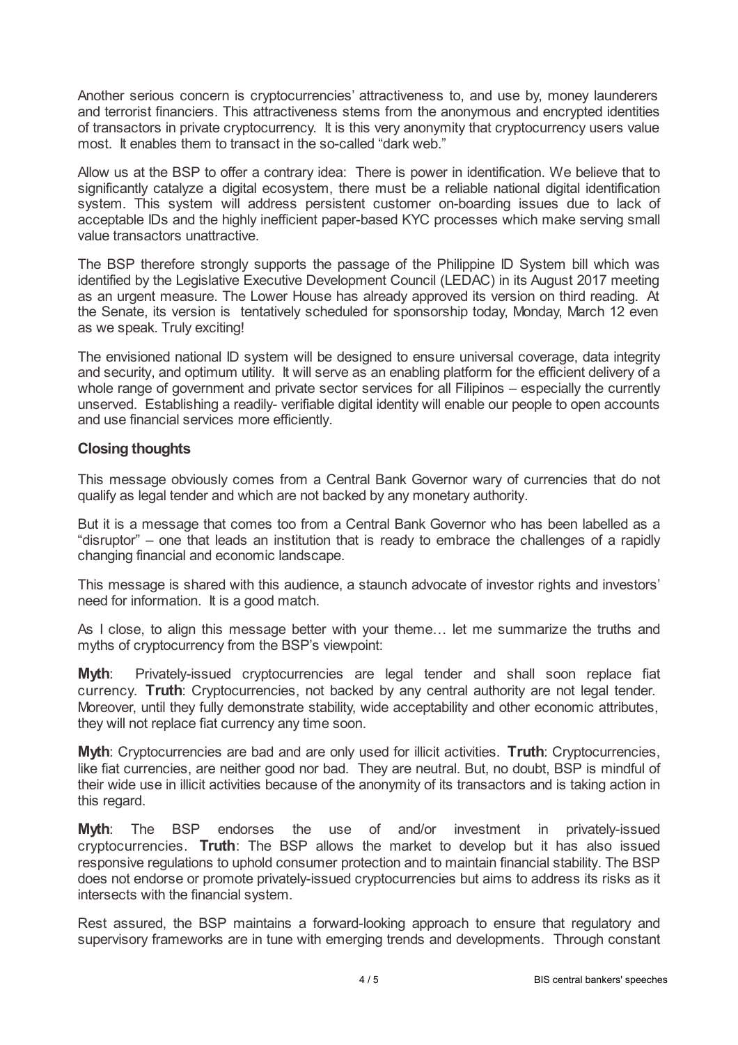Another serious concern is cryptocurrencies' attractiveness to, and use by, money launderers and terrorist financiers. This attractiveness stems from the anonymous and encrypted identities of transactors in private cryptocurrency. It is this very anonymity that cryptocurrency users value most. It enables them to transact in the so-called "dark web."

Allow us at the BSP to offer a contrary idea: There is power in identification. We believe that to significantly catalyze a digital ecosystem, there must be a reliable national digital identification system. This system will address persistent customer on-boarding issues due to lack of acceptable IDs and the highly inefficient paper-based KYC processes which make serving small value transactors unattractive.

The BSP therefore strongly supports the passage of the Philippine ID System bill which was identified by the Legislative Executive Development Council (LEDAC) in its August 2017 meeting as an urgent measure. The Lower House has already approved its version on third reading. At the Senate, its version is tentatively scheduled for sponsorship today, Monday, March 12 even as we speak. Truly exciting!

The envisioned national ID system will be designed to ensure universal coverage, data integrity and security, and optimum utility. It will serve as an enabling platform for the efficient delivery of a whole range of government and private sector services for all Filipinos – especially the currently unserved. Establishing a readily- verifiable digital identity will enable our people to open accounts and use financial services more efficiently.

## Closing thoughts

This message obviously comes from a Central Bank Governor wary of currencies that do not qualify as legal tender and which are not backed by any monetary authority.

But it is a message that comes too from a Central Bank Governor who has been labelled as a "disruptor" – one that leads an institution that is ready to embrace the challenges of a rapidly changing financial and economic landscape.

This message is shared with this audience, a staunch advocate of investor rights and investors' need for information. It is a good match.

As I close, to align this message better with your theme… let me summarize the truths and myths of cryptocurrency from the BSP's viewpoint:

**Myth**: Privately-issued cryptocurrencies are legal tender and shall soon replace fiat currency. **Truth**: Cryptocurrencies, not backed by any central authority are not legal tender. Moreover, until they fully demonstrate stability, wide acceptability and other economic attributes, they will not replace fiat currency any time soon.

**Myth**: Cryptocurrencies are bad and are only used for illicit activities. **Truth**: Cryptocurrencies, like fiat currencies, are neither good nor bad. They are neutral. But, no doubt, BSP is mindful of their wide use in illicit activities because of the anonymity of its transactors and is taking action in this regard.

**Myth**: The BSP endorses the use of and/or investment in privately-issued cryptocurrencies. **Truth**: The BSP allows the market to develop but it has also issued responsive regulations to uphold consumer protection and to maintain financial stability. The BSP does not endorse or promote privately-issued cryptocurrencies but aims to address its risks as it intersects with the financial system.

Rest assured, the BSP maintains a forward-looking approach to ensure that regulatory and supervisory frameworks are in tune with emerging trends and developments. Through constant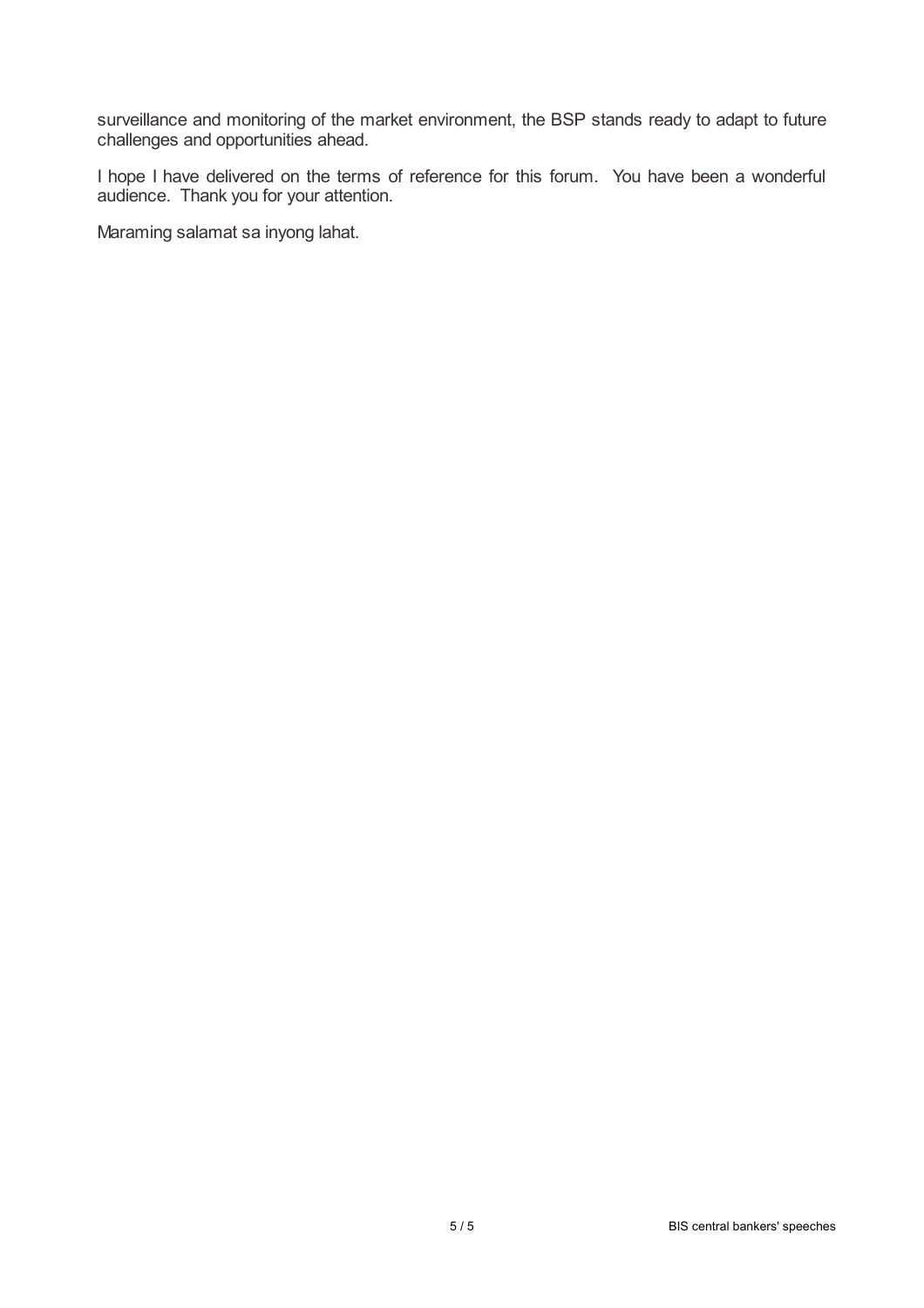surveillance and monitoring of the market environment, the BSP stands ready to adapt to future challenges and opportunities ahead.

I hope I have delivered on the terms of reference for this forum. You have been a wonderful audience. Thank you for your attention.

Maraming salamat sa inyong lahat.